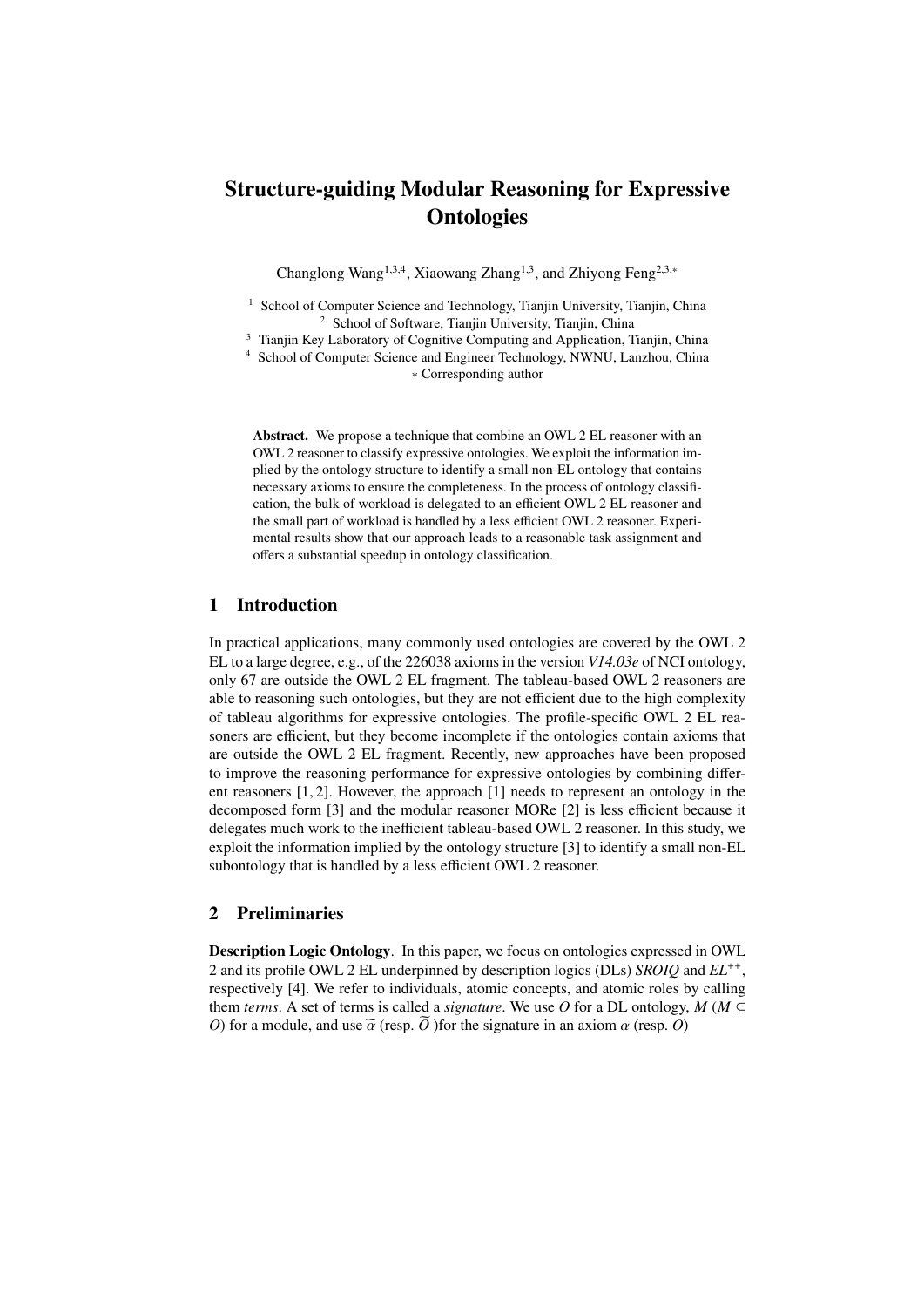# Structure-guiding Modular Reasoning for Expressive Ontologies

Changlong Wang[1,3,4], Xiaowang Zhang[1,3], and Zhiyong Feng[2,3,*]

[1] School of Computer Science and Technology, Tianjin University, Tianjin, China
[2] School of Software, Tianjin University, Tianjin, China
[3] Tianjin Key Laboratory of Cognitive Computing and Application, Tianjin, China
[4] School of Computer Science and Engineer Technology, NWNU, Lanzhou, China
* Corresponding author

**Abstract.** We propose a technique that combine an OWL 2 EL reasoner with an OWL 2 reasoner to classify expressive ontologies. We exploit the information implied by the ontology structure to identify a small non-EL ontology that contains necessary axioms to ensure the completeness. In the process of ontology classification, the bulk of workload is delegated to an efficient OWL 2 EL reasoner and the small part of workload is handled by a less efficient OWL 2 reasoner. Experimental results show that our approach leads to a reasonable task assignment and offers a substantial speedup in ontology classification.

## 1 Introduction

In practical applications, many commonly used ontologies are covered by the OWL 2 EL to a large degree, e.g., of the 226038 axioms in the version *V14.03e* of NCI ontology, only 67 are outside the OWL 2 EL fragment. The tableau-based OWL 2 reasoners are able to reasoning such ontologies, but they are not efficient due to the high complexity of tableau algorithms for expressive ontologies. The profile-specific OWL 2 EL reasoners are efficient, but they become incomplete if the ontologies contain axioms that are outside the OWL 2 EL fragment. Recently, new approaches have been proposed to improve the reasoning performance for expressive ontologies by combining different reasoners [1, 2]. However, the approach [1] needs to represent an ontology in the decomposed form [3] and the modular reasoner MORe [2] is less efficient because it delegates much work to the inefficient tableau-based OWL 2 reasoner. In this study, we exploit the information implied by the ontology structure [3] to identify a small non-EL subontology that is handled by a less efficient OWL 2 reasoner.

## 2 Preliminaries

**Description Logic Ontology**. In this paper, we focus on ontologies expressed in OWL 2 and its profile OWL 2 EL underpinned by description logics (DLs) *SROIQ* and $\mathcal{EL}^{++}$, respectively [4]. We refer to individuals, atomic concepts, and atomic roles by calling them *terms*. A set of terms is called a *signature*. We use $O$ for a DL ontology, $M$ ($M \subseteq O$) for a module, and use $\widetilde{\alpha}$ (resp. $\widetilde{O}$ )for the signature in an axiom $\alpha$ (resp. $O$)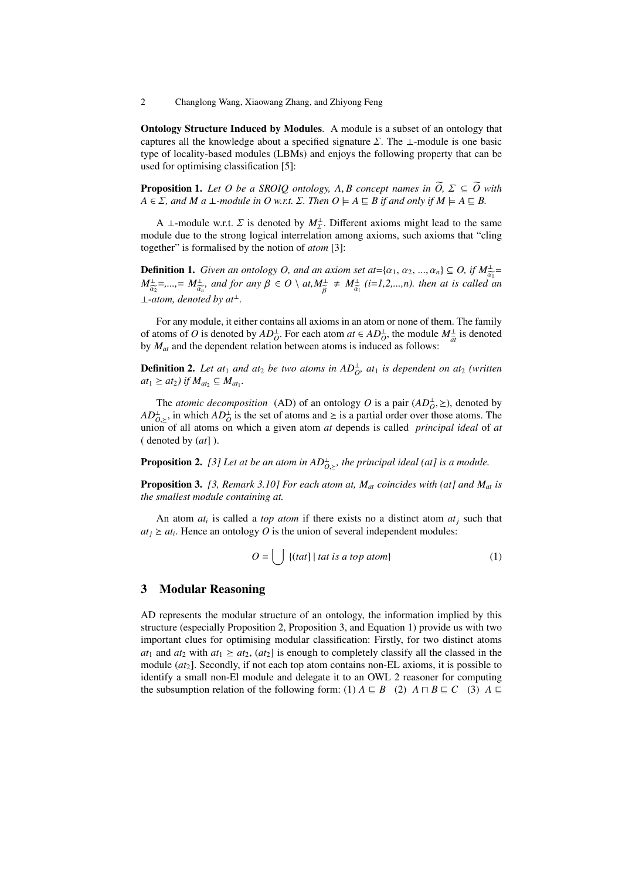**Ontology Structure Induced by Modules**. A module is a subset of an ontology that captures all the knowledge about a specified signature $\Sigma$. The $\bot$-module is one basic type of locality-based modules (LBMs) and enjoys the following property that can be used for optimising classification [5]:

**Proposition 1.** *Let $O$ be a SROIQ ontology, $A, B$ concept names in $\widetilde{O}$, $\Sigma \subseteq \widetilde{O}$ with $A \in \Sigma$, and $M$ a $\bot$-module in $O$ w.r.t. $\Sigma$. Then $O \models A \sqsubseteq B$ if and only if $M \models A \sqsubseteq B$.*

A $\bot$-module w.r.t. $\Sigma$ is denoted by $M^{\bot}_{\Sigma}$. Different axioms might lead to the same module due to the strong logical interrelation among axioms, such axioms that "cling together" is formalised by the notion of *atom* [3]:

**Definition 1.** *Given an ontology $O$, and an axiom set $at=\{\alpha_1, \alpha_2, ..., \alpha_n\} \subseteq O$, if $M^{\bot}_{\widetilde{\alpha_1}}= M^{\bot}_{\widetilde{\alpha_2}}=,...,= M^{\bot}_{\widetilde{\alpha_n}}$, and for any $\beta \in O \setminus at, M^{\bot}_{\widetilde{\beta}} \neq M^{\bot}_{\widetilde{\alpha_i}}$ (i=1,2,...,n). then at is called an $\bot$-atom, denoted by $at^{\bot}$.*

For any module, it either contains all axioms in an atom or none of them. The family of atoms of $O$ is denoted by $AD^{\bot}_{O}$. For each atom $at \in AD^{\bot}_{O}$, the module $M^{\bot}_{\widetilde{at}}$ is denoted by $M_{at}$ and the dependent relation between atoms is induced as follows:

**Definition 2.** *Let $at_1$ and $at_2$ be two atoms in $AD^{\bot}_{O}$, $at_1$ is dependent on $at_2$ (written $at_1 \succeq at_2$) if $M_{at_2} \subseteq M_{at_1}$.*

The *atomic decomposition* (AD) of an ontology $O$ is a pair $(AD^{\bot}_{O}, \succeq)$, denoted by $AD^{\bot}_{O,\succeq}$, in which $AD^{\bot}_{O}$ is the set of atoms and $\succeq$ is a partial order over those atoms. The union of all atoms on which a given atom *at* depends is called *principal ideal* of *at* ( denoted by $(at]$ ).

**Proposition 2.** *[3] Let at be an atom in $AD^{\bot}_{O,\succeq}$, the principal ideal $(at]$ is a module.*

**Proposition 3.** *[3, Remark 3.10] For each atom at, $M_{at}$ coincides with $(at]$ and $M_{at}$ is the smallest module containing at.*

An atom $at_i$ is called a *top atom* if there exists no a distinct atom $at_j$ such that $at_j \succeq at_i$. Hence an ontology $O$ is the union of several independent modules:

$$O = \bigcup \{(tat] \mid tat \text{ is a top atom}\} \tag{1}$$

## 3 Modular Reasoning

AD represents the modular structure of an ontology, the information implied by this structure (especially Proposition 2, Proposition 3, and Equation 1) provide us with two important clues for optimising modular classification: Firstly, for two distinct atoms $at_1$ and $at_2$ with $at_1 \succeq at_2$, $(at_2]$ is enough to completely classify all the classed in the module $(at_2]$. Secondly, if not each top atom contains non-EL axioms, it is possible to identify a small non-El module and delegate it to an OWL 2 reasoner for computing the subsumption relation of the following form: (1) $A \sqsubseteq B$ (2) $A \sqcap B \sqsubseteq C$ (3) $A \sqsubseteq$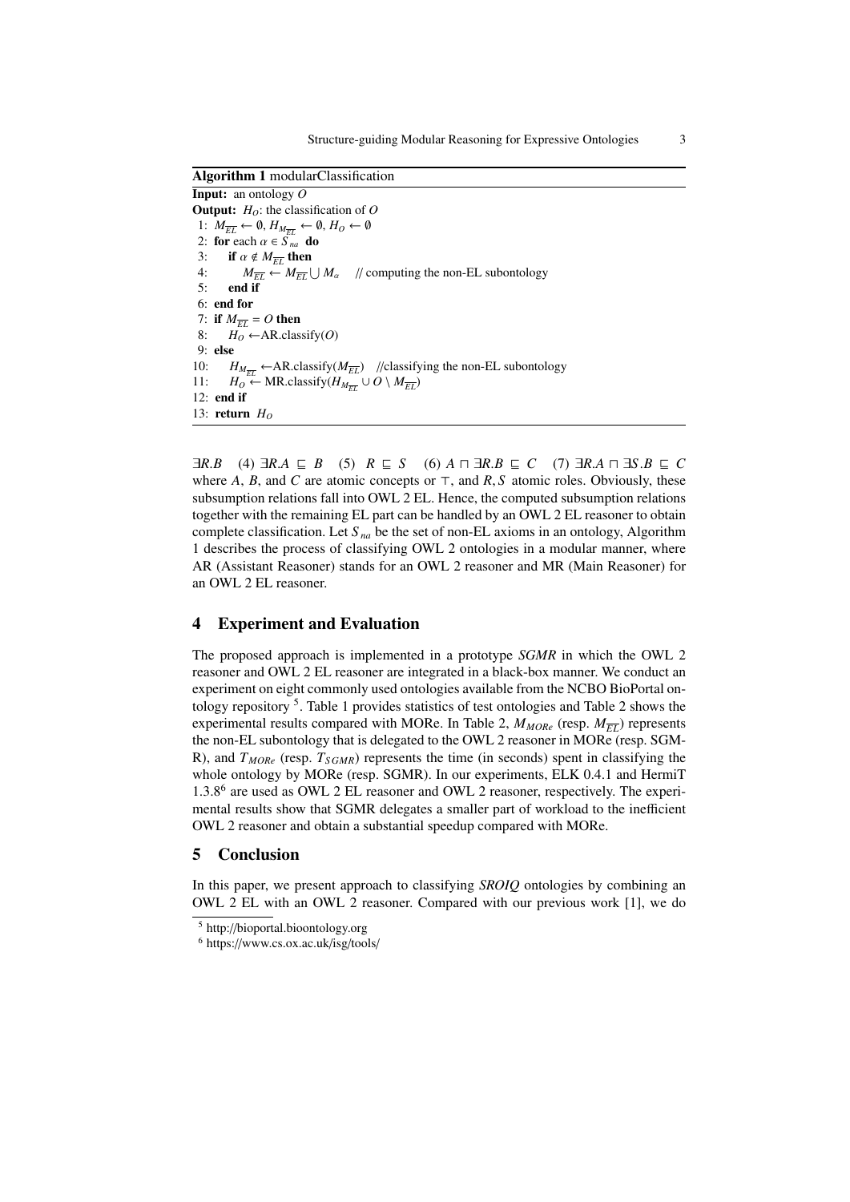**Algorithm 1** modularClassification

**Input:** an ontology $O$
**Output:** $H_O$: the classification of $O$

```
1:  M_{\overline{EL}} ← ∅, H_{M_{\overline{EL}}} ← ∅, H_O ← ∅
2:  for each α ∈ S_na do
3:      if α ∉ M_{\overline{EL}} then
4:          M_{\overline{EL}} ← M_{\overline{EL}} ⋃ M_α    // computing the non-EL subontology
5:      end if
6:  end for
7:  if M_{\overline{EL}} = O then
8:      H_O ← AR.classify(O)
9:  else
10:     H_{M_{\overline{EL}}} ← AR.classify(M_{\overline{EL}})    //classifying the non-EL subontology
11:     H_O ← MR.classify(H_{M_{\overline{EL}}} ∪ O \ M_{\overline{EL}})
12: end if
13: return H_O
```

$\exists R.B$ (4) $\exists R.A \sqsubseteq B$ (5) $R \sqsubseteq S$ (6) $A \sqcap \exists R.B \sqsubseteq C$ (7) $\exists R.A \sqcap \exists S.B \sqsubseteq C$ where $A$, $B$, and $C$ are atomic concepts or $\top$, and $R, S$ atomic roles. Obviously, these subsumption relations fall into OWL 2 EL. Hence, the computed subsumption relations together with the remaining EL part can be handled by an OWL 2 EL reasoner to obtain complete classification. Let $S_{na}$ be the set of non-EL axioms in an ontology, Algorithm 1 describes the process of classifying OWL 2 ontologies in a modular manner, where AR (Assistant Reasoner) stands for an OWL 2 reasoner and MR (Main Reasoner) for an OWL 2 EL reasoner.

## 4 Experiment and Evaluation

The proposed approach is implemented in a prototype *SGMR* in which the OWL 2 reasoner and OWL 2 EL reasoner are integrated in a black-box manner. We conduct an experiment on eight commonly used ontologies available from the NCBO BioPortal ontology repository [5]. Table 1 provides statistics of test ontologies and Table 2 shows the experimental results compared with MORe. In Table 2, $M_{MORe}$ (resp. $M_{\overline{EL}}$) represents the non-EL subontology that is delegated to the OWL 2 reasoner in MORe (resp. SGMR), and $T_{MORe}$ (resp. $T_{SGMR}$) represents the time (in seconds) spent in classifying the whole ontology by MORe (resp. SGMR). In our experiments, ELK 0.4.1 and HermiT 1.3.8[6] are used as OWL 2 EL reasoner and OWL 2 reasoner, respectively. The experimental results show that SGMR delegates a smaller part of workload to the inefficient OWL 2 reasoner and obtain a substantial speedup compared with MORe.

## 5 Conclusion

In this paper, we present approach to classifying *SROIQ* ontologies by combining an OWL 2 EL with an OWL 2 reasoner. Compared with our previous work [1], we do

[5] http://bioportal.bioontology.org

[6] https://www.cs.ox.ac.uk/isg/tools/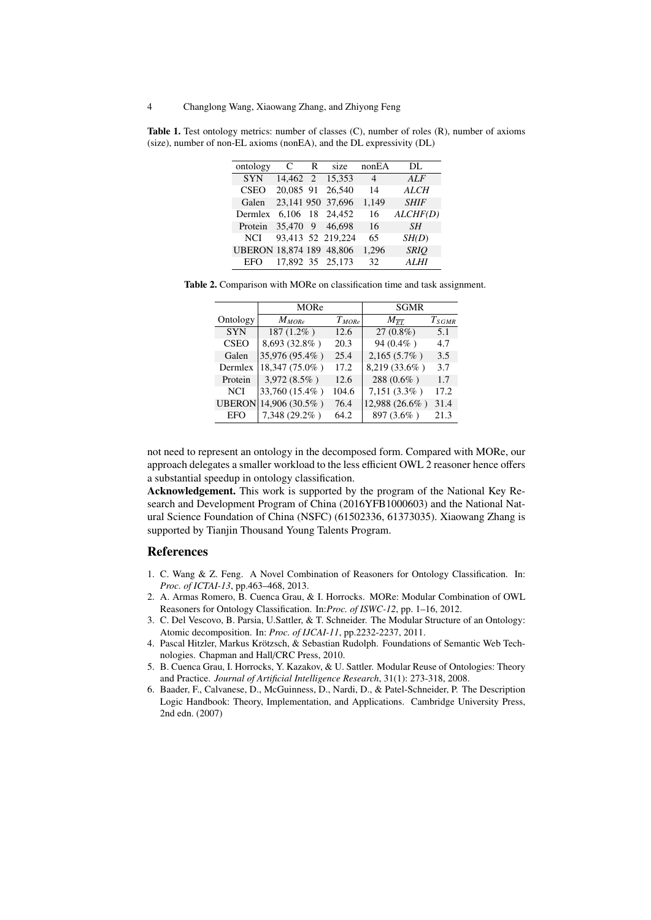**Table 1.** Test ontology metrics: number of classes (C), number of roles (R), number of axioms (size), number of non-EL axioms (nonEA), and the DL expressivity (DL)

| ontology | C | R | size | nonEA | DL |
|---|---|---|---|---|---|
| SYN | 14,462 | 2 | 15,353 | 4 | *ALF* |
| CSEO | 20,085 | 91 | 26,540 | 14 | *ALCH* |
| Galen | 23,141 | 950 | 37,696 | 1,149 | *SHIF* |
| Dermlex | 6,106 | 18 | 24,452 | 16 | *ALCHF(D)* |
| Protein | 35,470 | 9 | 46,698 | 16 | *SH* |
| NCI | 93,413 | 52 | 219,224 | 65 | *SH(D)* |
| UBERON | 18,874 | 189 | 48,806 | 1,296 | *SRIQ* |
| EFO | 17,892 | 35 | 25,173 | 32 | *ALHI* |

**Table 2.** Comparison with MORe on classification time and task assignment.

| | MORe | | SGMR | |
|---|---|---|---|---|
| Ontology | $M_{MORe}$ | $T_{MORe}$ | $M_{\overline{EL}}$ | $T_{SGMR}$ |
| SYN | 187 (1.2% ) | 12.6 | 27 (0.8%) | 5.1 |
| CSEO | 8,693 (32.8% ) | 20.3 | 94 (0.4% ) | 4.7 |
| Galen | 35,976 (95.4% ) | 25.4 | 2,165 (5.7% ) | 3.5 |
| Dermlex | 18,347 (75.0% ) | 17.2 | 8,219 (33.6% ) | 3.7 |
| Protein | 3,972 (8.5% ) | 12.6 | 288 (0.6% ) | 1.7 |
| NCI | 33,760 (15.4% ) | 104.6 | 7,151 (3.3% ) | 17.2 |
| UBERON | 14,906 (30.5% ) | 76.4 | 12,988 (26.6% ) | 31.4 |
| EFO | 7,348 (29.2% ) | 64.2 | 897 (3.6% ) | 21.3 |

not need to represent an ontology in the decomposed form. Compared with MORe, our approach delegates a smaller workload to the less efficient OWL 2 reasoner hence offers a substantial speedup in ontology classification.

**Acknowledgement.** This work is supported by the program of the National Key Research and Development Program of China (2016YFB1000603) and the National Natural Science Foundation of China (NSFC) (61502336, 61373035). Xiaowang Zhang is supported by Tianjin Thousand Young Talents Program.

## References

1. C. Wang & Z. Feng. A Novel Combination of Reasoners for Ontology Classification. In: *Proc. of ICTAI-13*, pp.463–468, 2013.
2. A. Armas Romero, B. Cuenca Grau, & I. Horrocks. MORe: Modular Combination of OWL Reasoners for Ontology Classification. In:*Proc. of ISWC-12*, pp. 1–16, 2012.
3. C. Del Vescovo, B. Parsia, U.Sattler, & T. Schneider. The Modular Structure of an Ontology: Atomic decomposition. In: *Proc. of IJCAI-11*, pp.2232-2237, 2011.
4. Pascal Hitzler, Markus Krötzsch, & Sebastian Rudolph. Foundations of Semantic Web Technologies. Chapman and Hall/CRC Press, 2010.
5. B. Cuenca Grau, I. Horrocks, Y. Kazakov, & U. Sattler. Modular Reuse of Ontologies: Theory and Practice. *Journal of Artificial Intelligence Research*, 31(1): 273-318, 2008.
6. Baader, F., Calvanese, D., McGuinness, D., Nardi, D., & Patel-Schneider, P. The Description Logic Handbook: Theory, Implementation, and Applications. Cambridge University Press, 2nd edn. (2007)